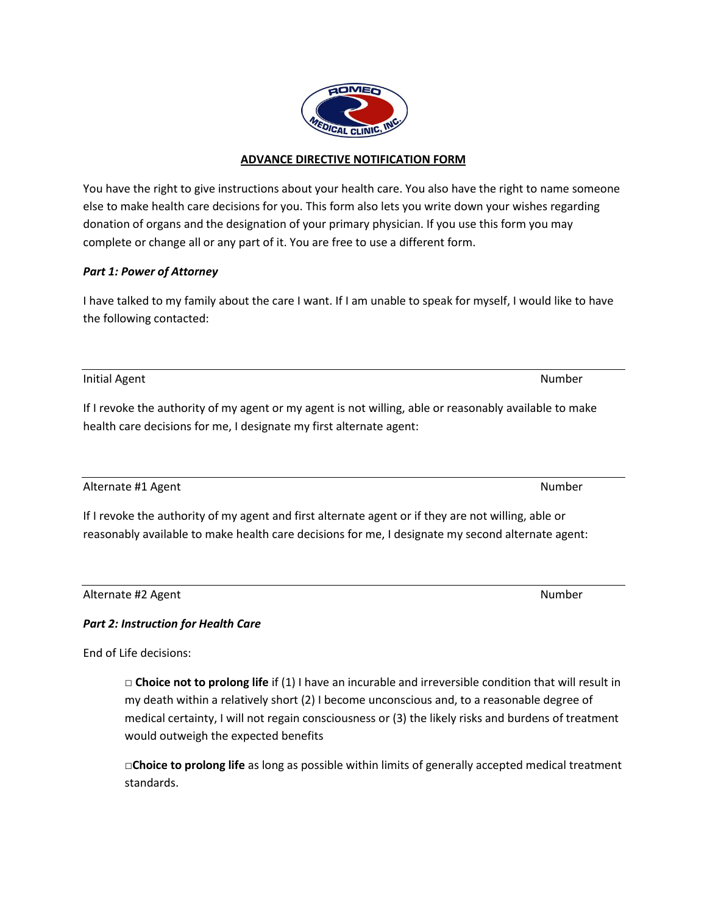## ADVANCE DIRECTIVE NOTIFICATION FORM

You have the right to give instructions about your health care. You also have the right to name someone else to make health care decisions for you. This form also lets you write down your wishes regarding donation of organs and the designation of your primary physician. If you use this form you may complete or change all or any part of it. You are free to use a different form.

***Part 1: Power of Attorney***

I have talked to my family about the care I want. If I am unable to speak for myself, I would like to have the following contacted:

______________________________________________________________________________

Initial Agent                                                                                                                                    Number

If I revoke the authority of my agent or my agent is not willing, able or reasonably available to make health care decisions for me, I designate my first alternate agent:

______________________________________________________________________________

Alternate #1 Agent                                                                                                                          Number

If I revoke the authority of my agent and first alternate agent or if they are not willing, able or reasonably available to make health care decisions for me, I designate my second alternate agent:

______________________________________________________________________________

Alternate #2 Agent                                                                                                                          Number

***Part 2: Instruction for Health Care***

End of Life decisions:

□ **Choice not to prolong life** if (1) I have an incurable and irreversible condition that will result in my death within a relatively short (2) I become unconscious and, to a reasonable degree of medical certainty, I will not regain consciousness or (3) the likely risks and burdens of treatment would outweigh the expected benefits

□**Choice to prolong life** as long as possible within limits of generally accepted medical treatment standards.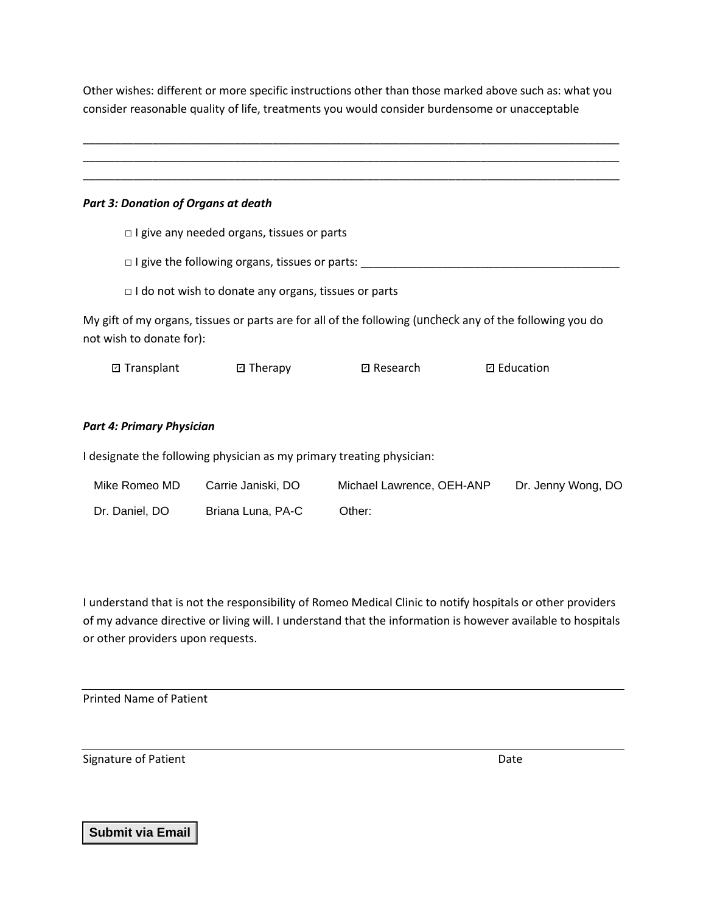Other wishes: different or more specific instructions other than those marked above such as: what you consider reasonable quality of life, treatments you would consider burdensome or unacceptable

______________________________________________________________________________________
______________________________________________________________________________________
______________________________________________________________________________________

***Part 3: Donation of Organs at death***

□ I give any needed organs, tissues or parts

□ I give the following organs, tissues or parts: ________________________________________

□ I do not wish to donate any organs, tissues or parts

My gift of my organs, tissues or parts are for all of the following (uncheck any of the following you do not wish to donate for):

☑ Transplant ☑ Therapy ☑ Research ☑ Education

***Part 4: Primary Physician***

I designate the following physician as my primary treating physician:

| | | | |
|---|---|---|---|
| Mike Romeo MD | Carrie Janiski, DO | Michael Lawrence, OEH-ANP | Dr. Jenny Wong, DO |
| Dr. Daniel, DO | Briana Luna, PA-C | Other: | |

I understand that is not the responsibility of Romeo Medical Clinic to notify hospitals or other providers of my advance directive or living will. I understand that the information is however available to hospitals or other providers upon requests.

Printed Name of Patient

Signature of Patient Date

**Submit via Email**